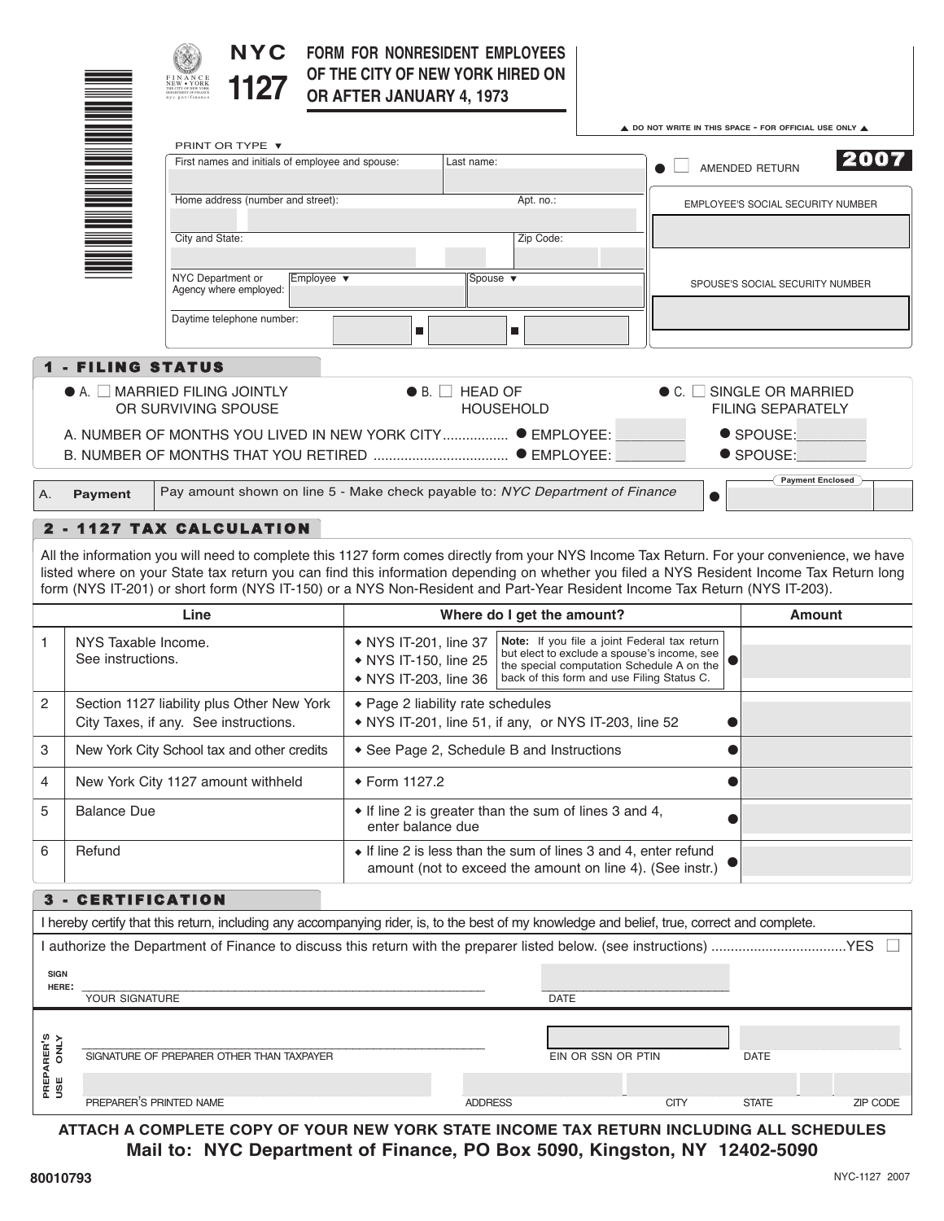# NYC 1127

## FORM FOR NONRESIDENT EMPLOYEES OF THE CITY OF NEW YORK HIRED ON OR AFTER JANUARY 4, 1973

FINANCE NEW • YORK
THE CITY OF NEW YORK DEPARTMENT OF FINANCE
nyc.gov/finance

▲ DO NOT WRITE IN THIS SPACE - FOR OFFICIAL USE ONLY ▲

**2007**

PRINT OR TYPE ▼

| First names and initials of employee and spouse: | Last name: |
|---|---|
| | |

● ☐ AMENDED RETURN

| Home address (number and street): | Apt. no.: |
|---|---|
| | |

EMPLOYEE'S SOCIAL SECURITY NUMBER

| City and State: | Zip Code: |
|---|---|
| | |

SPOUSE'S SOCIAL SECURITY NUMBER

NYC Department or Agency where employed: Employee ▼ | Spouse ▼

Daytime telephone number:

## 1 - FILING STATUS

● A. ☐ MARRIED FILING JOINTLY OR SURVIVING SPOUSE  ● B. ☐ HEAD OF HOUSEHOLD  ● C. ☐ SINGLE OR MARRIED FILING SEPARATELY

A. NUMBER OF MONTHS YOU LIVED IN NEW YORK CITY................. ● EMPLOYEE: ________ ● SPOUSE: ________

B. NUMBER OF MONTHS THAT YOU RETIRED .................................. ● EMPLOYEE: ________ ● SPOUSE: ________

| A. | **Payment** | Pay amount shown on line 5 - Make check payable to: *NYC Department of Finance* | ● Payment Enclosed |
|---|---|---|---|

## 2 - 1127 TAX CALCULATION

All the information you will need to complete this 1127 form comes directly from your NYS Income Tax Return. For your convenience, we have listed where on your State tax return you can find this information depending on whether you filed a NYS Resident Income Tax Return long form (NYS IT-201) or short form (NYS IT-150) or a NYS Non-Resident and Part-Year Resident Income Tax Return (NYS IT-203).

| | Line | Where do I get the amount? | Amount |
|---|---|---|---|
| 1 | NYS Taxable Income. See instructions. | ◆ NYS IT-201, line 37 ◆ NYS IT-150, line 25 ◆ NYS IT-203, line 36 — **Note:** If you file a joint Federal tax return but elect to exclude a spouse's income, see the special computation Schedule A on the back of this form and use Filing Status C. ● | |
| 2 | Section 1127 liability plus Other New York City Taxes, if any. See instructions. | ◆ Page 2 liability rate schedules ◆ NYS IT-201, line 51, if any, or NYS IT-203, line 52 ● | |
| 3 | New York City School tax and other credits | ◆ See Page 2, Schedule B and Instructions ● | |
| 4 | New York City 1127 amount withheld | ◆ Form 1127.2 ● | |
| 5 | Balance Due | ◆ If line 2 is greater than the sum of lines 3 and 4, enter balance due ● | |
| 6 | Refund | ◆ If line 2 is less than the sum of lines 3 and 4, enter refund amount (not to exceed the amount on line 4). (See instr.) ● | |

## 3 - CERTIFICATION

I hereby certify that this return, including any accompanying rider, is, to the best of my knowledge and belief, true, correct and complete.

I authorize the Department of Finance to discuss this return with the preparer listed below. (see instructions) ..................................YES ☐

SIGN HERE: ______________________________ YOUR SIGNATURE  ______________ DATE

PREPARER'S USE ONLY

______________________________ SIGNATURE OF PREPARER OTHER THAN TAXPAYER  ______________ EIN OR SSN OR PTIN  ______________ DATE

PREPARER'S PRINTED NAME | ADDRESS | CITY | STATE | ZIP CODE

**ATTACH A COMPLETE COPY OF YOUR NEW YORK STATE INCOME TAX RETURN INCLUDING ALL SCHEDULES**

**Mail to: NYC Department of Finance, PO Box 5090, Kingston, NY 12402-5090**

80010793  NYC-1127 2007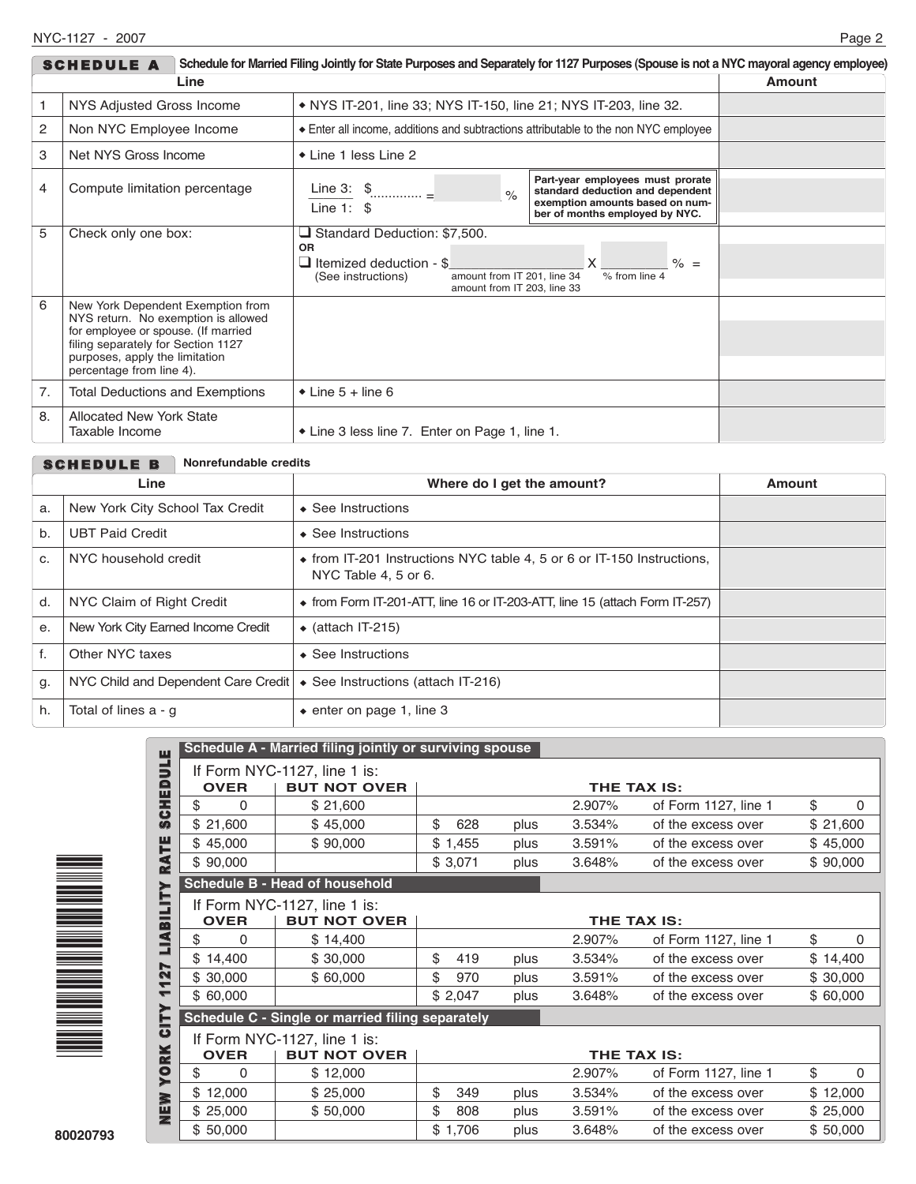## SCHEDULE A — Schedule for Married Filing Jointly for State Purposes and Separately for 1127 Purposes (Spouse is not a NYC mayoral agency employee)

| | Line | | Amount |
|---|---|---|---|
| 1 | NYS Adjusted Gross Income | ◆ NYS IT-201, line 33; NYS IT-150, line 21; NYS IT-203, line 32. | |
| 2 | Non NYC Employee Income | ◆ Enter all income, additions and subtractions attributable to the non NYC employee | |
| 3 | Net NYS Gross Income | ◆ Line 1 less Line 2 | |
| 4 | Compute limitation percentage | Line 3: $............. = ______ % / Line 1: $ — Part-year employees must prorate standard deduction and dependent exemption amounts based on number of months employed by NYC. | |
| 5 | Check only one box: | ❑ Standard Deduction: $7,500. OR ❑ Itemized deduction - $________ (amount from IT 201, line 34 / amount from IT 203, line 33) X ______ (% from line 4) % = (See instructions) | |
| 6 | New York Dependent Exemption from NYS return. No exemption is allowed for employee or spouse. (If married filing separately for Section 1127 purposes, apply the limitation percentage from line 4). | | |
| 7. | Total Deductions and Exemptions | ◆ Line 5 + line 6 | |
| 8. | Allocated New York State Taxable Income | ◆ Line 3 less line 7. Enter on Page 1, line 1. | |

## SCHEDULE B — Nonrefundable credits

| | Line | Where do I get the amount? | Amount |
|---|---|---|---|
| a. | New York City School Tax Credit | ◆ See Instructions | |
| b. | UBT Paid Credit | ◆ See Instructions | |
| c. | NYC household credit | ◆ from IT-201 Instructions NYC table 4, 5 or 6 or IT-150 Instructions, NYC Table 4, 5 or 6. | |
| d. | NYC Claim of Right Credit | ◆ from Form IT-201-ATT, line 16 or IT-203-ATT, line 15 (attach Form IT-257) | |
| e. | New York City Earned Income Credit | ◆ (attach IT-215) | |
| f. | Other NYC taxes | ◆ See Instructions | |
| g. | NYC Child and Dependent Care Credit | ◆ See Instructions (attach IT-216) | |
| h. | Total of lines a - g | ◆ enter on page 1, line 3 | |

## NEW YORK CITY 1127 LIABILITY RATE SCHEDULE

### Schedule A - Married filing jointly or surviving spouse

If Form NYC-1127, line 1 is:

| OVER | BUT NOT OVER | THE TAX IS: | | | | |
|---|---|---|---|---|---|---|
| $ 0 | $ 21,600 | | | 2.907% | of Form 1127, line 1 | $ 0 |
| $ 21,600 | $ 45,000 | $ 628 | plus | 3.534% | of the excess over | $ 21,600 |
| $ 45,000 | $ 90,000 | $ 1,455 | plus | 3.591% | of the excess over | $ 45,000 |
| $ 90,000 | | $ 3,071 | plus | 3.648% | of the excess over | $ 90,000 |

### Schedule B - Head of household

If Form NYC-1127, line 1 is:

| OVER | BUT NOT OVER | THE TAX IS: | | | | |
|---|---|---|---|---|---|---|
| $ 0 | $ 14,400 | | | 2.907% | of Form 1127, line 1 | $ 0 |
| $ 14,400 | $ 30,000 | $ 419 | plus | 3.534% | of the excess over | $ 14,400 |
| $ 30,000 | $ 60,000 | $ 970 | plus | 3.591% | of the excess over | $ 30,000 |
| $ 60,000 | | $ 2,047 | plus | 3.648% | of the excess over | $ 60,000 |

### Schedule C - Single or married filing separately

If Form NYC-1127, line 1 is:

| OVER | BUT NOT OVER | THE TAX IS: | | | | |
|---|---|---|---|---|---|---|
| $ 0 | $ 12,000 | | | 2.907% | of Form 1127, line 1 | $ 0 |
| $ 12,000 | $ 25,000 | $ 349 | plus | 3.534% | of the excess over | $ 12,000 |
| $ 25,000 | $ 50,000 | $ 808 | plus | 3.591% | of the excess over | $ 25,000 |
| $ 50,000 | | $ 1,706 | plus | 3.648% | of the excess over | $ 50,000 |

80020793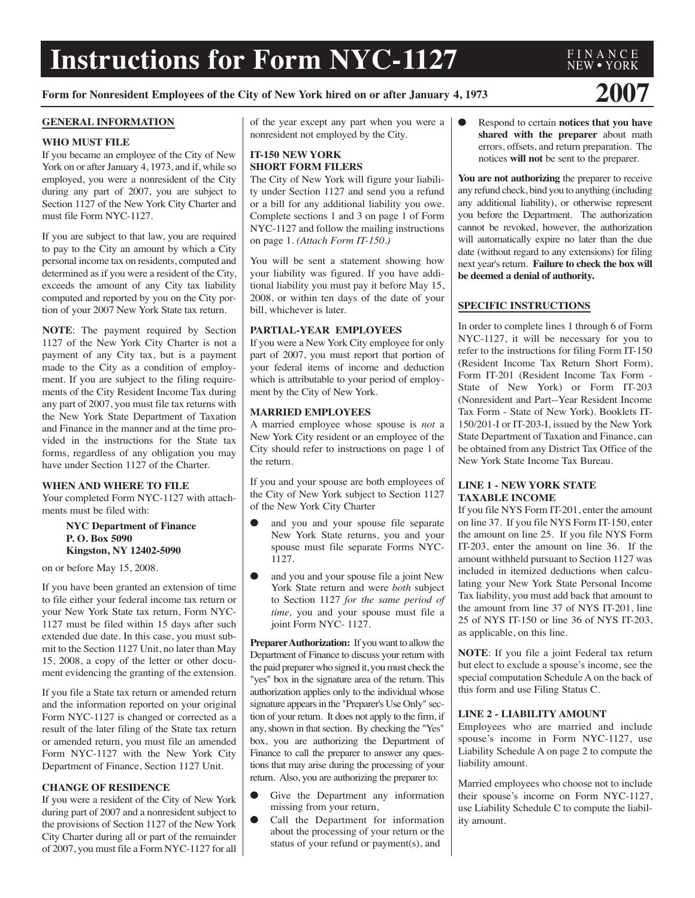# Instructions for Form NYC-1127

FINANCE NEW • YORK

**Form for Nonresident Employees of the City of New York hired on or after January 4, 1973** **2007**

## GENERAL INFORMATION

### WHO MUST FILE

If you became an employee of the City of New York on or after January 4, 1973, and if, while so employed, you were a nonresident of the City during any part of 2007, you are subject to Section 1127 of the New York City Charter and must file Form NYC-1127.

If you are subject to that law, you are required to pay to the City an amount by which a City personal income tax on residents, computed and determined as if you were a resident of the City, exceeds the amount of any City tax liability computed and reported by you on the City portion of your 2007 New York State tax return.

**NOTE**: The payment required by Section 1127 of the New York City Charter is not a payment of any City tax, but is a payment made to the City as a condition of employment. If you are subject to the filing requirements of the City Resident Income Tax during any part of 2007, you must file tax returns with the New York State Department of Taxation and Finance in the manner and at the time provided in the instructions for the State tax forms, regardless of any obligation you may have under Section 1127 of the Charter.

### WHEN AND WHERE TO FILE

Your completed Form NYC-1127 with attachments must be filed with:

> **NYC Department of Finance**
> **P. O. Box 5090**
> **Kingston, NY 12402-5090**

on or before May 15, 2008.

If you have been granted an extension of time to file either your federal income tax return or your New York State tax return, Form NYC-1127 must be filed within 15 days after such extended due date. In this case, you must submit to the Section 1127 Unit, no later than May 15, 2008, a copy of the letter or other document evidencing the granting of the extension.

If you file a State tax return or amended return and the information reported on your original Form NYC-1127 is changed or corrected as a result of the later filing of the State tax return or amended return, you must file an amended Form NYC-1127 with the New York City Department of Finance, Section 1127 Unit.

### CHANGE OF RESIDENCE

If you were a resident of the City of New York during part of 2007 and a nonresident subject to the provisions of Section 1127 of the New York City Charter during all or part of the remainder of 2007, you must file a Form NYC-1127 for all of the year except any part when you were a nonresident not employed by the City.

### IT-150 NEW YORK SHORT FORM FILERS

The City of New York will figure your liability under Section 1127 and send you a refund or a bill for any additional liability you owe. Complete sections 1 and 3 on page 1 of Form NYC-1127 and follow the mailing instructions on page 1. *(Attach Form IT-150.)*

You will be sent a statement showing how your liability was figured. If you have additional liability you must pay it before May 15, 2008, or within ten days of the date of your bill, whichever is later.

### PARTIAL-YEAR EMPLOYEES

If you were a New York City employee for only part of 2007, you must report that portion of your federal items of income and deduction which is attributable to your period of employment by the City of New York.

### MARRIED EMPLOYEES

A married employee whose spouse is *not* a New York City resident or an employee of the City should refer to instructions on page 1 of the return.

If you and your spouse are both employees of the City of New York subject to Section 1127 of the New York City Charter

- and you and your spouse file separate New York State returns, you and your spouse must file separate Forms NYC-1127.
- and you and your spouse file a joint New York State return and were *both* subject to Section 1127 *for the same period of time,* you and your spouse must file a joint Form NYC- 1127.

**Preparer Authorization:** If you want to allow the Department of Finance to discuss your return with the paid preparer who signed it, you must check the "yes" box in the signature area of the return. This authorization applies only to the individual whose signature appears in the "Preparer's Use Only" section of your return. It does not apply to the firm, if any, shown in that section. By checking the "Yes" box, you are authorizing the Department of Finance to call the preparer to answer any questions that may arise during the processing of your return. Also, you are authorizing the preparer to:

- Give the Department any information missing from your return,
- Call the Department for information about the processing of your return or the status of your refund or payment(s), and
- Respond to certain **notices that you have shared with the preparer** about math errors, offsets, and return preparation. The notices **will not** be sent to the preparer.

**You are not authorizing** the preparer to receive any refund check, bind you to anything (including any additional liability), or otherwise represent you before the Department. The authorization cannot be revoked, however, the authorization will automatically expire no later than the due date (without regard to any extensions) for filing next year's return. **Failure to check the box will be deemed a denial of authority.**

## SPECIFIC INSTRUCTIONS

In order to complete lines 1 through 6 of Form NYC-1127, it will be necessary for you to refer to the instructions for filing Form IT-150 (Resident Income Tax Return Short Form), Form IT-201 (Resident Income Tax Form - State of New York) or Form IT-203 (Nonresident and Part--Year Resident Income Tax Form - State of New York). Booklets IT-150/201-I or IT-203-I, issued by the New York State Department of Taxation and Finance, can be obtained from any District Tax Office of the New York State Income Tax Bureau.

### LINE 1 - NEW YORK STATE TAXABLE INCOME

If you file NYS Form IT-201, enter the amount on line 37. If you file NYS Form IT-150, enter the amount on line 25. If you file NYS Form IT-203, enter the amount on line 36. If the amount withheld pursuant to Section 1127 was included in itemized deductions when calculating your New York State Personal Income Tax liability, you must add back that amount to the amount from line 37 of NYS IT-201, line 25 of NYS IT-150 or line 36 of NYS IT-203, as applicable, on this line.

**NOTE**: If you file a joint Federal tax return but elect to exclude a spouse's income, see the special computation Schedule A on the back of this form and use Filing Status C.

### LINE 2 - LIABILITY AMOUNT

Employees who are married and include spouse's income in Form NYC-1127, use Liability Schedule A on page 2 to compute the liability amount.

Married employees who choose not to include their spouse's income on Form NYC-1127, use Liability Schedule C to compute the liability amount.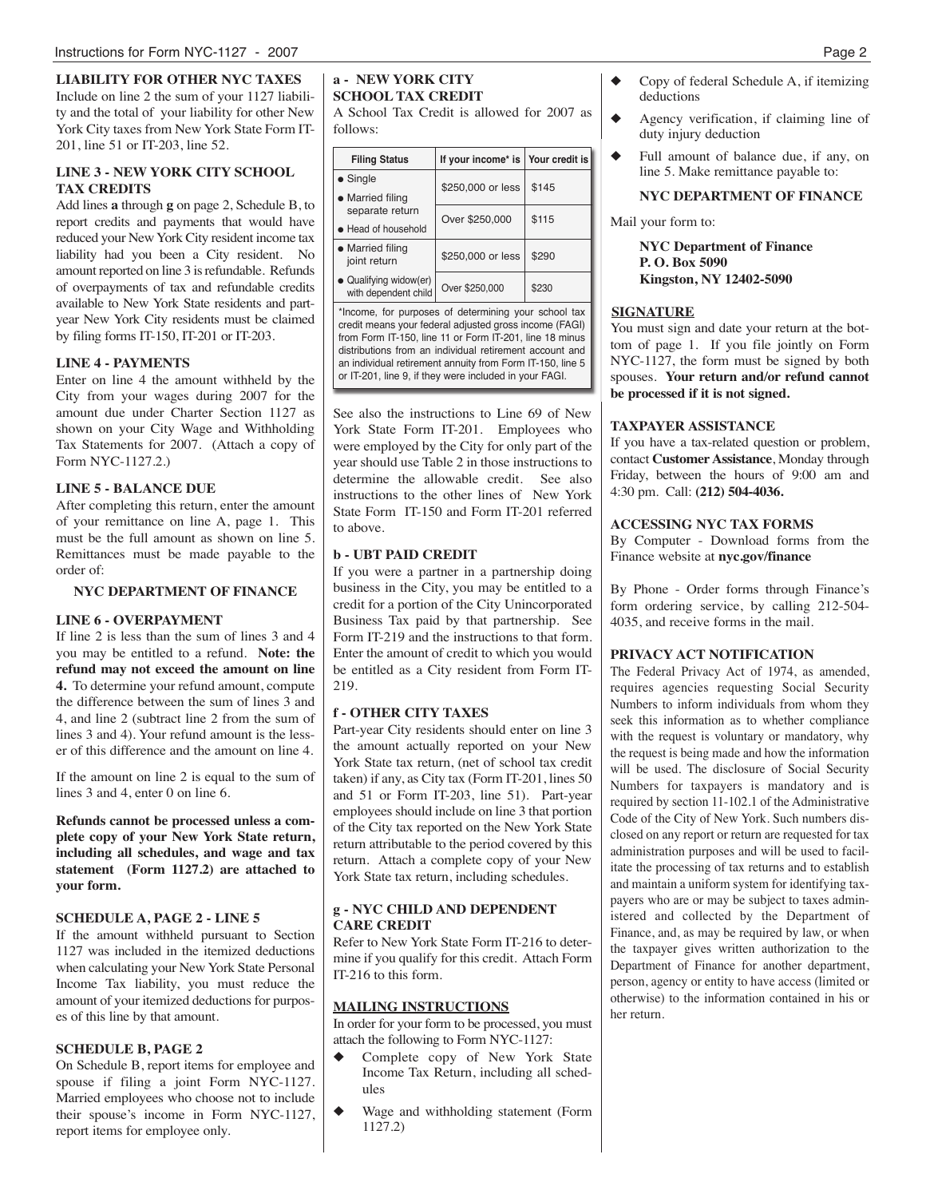### LIABILITY FOR OTHER NYC TAXES

Include on line 2 the sum of your 1127 liability and the total of your liability for other New York City taxes from New York State Form IT-201, line 51 or IT-203, line 52.

### LINE 3 - NEW YORK CITY SCHOOL TAX CREDITS

Add lines **a** through **g** on page 2, Schedule B, to report credits and payments that would have reduced your New York City resident income tax liability had you been a City resident. No amount reported on line 3 is refundable. Refunds of overpayments of tax and refundable credits available to New York State residents and part-year New York City residents must be claimed by filing forms IT-150, IT-201 or IT-203.

### LINE 4 - PAYMENTS

Enter on line 4 the amount withheld by the City from your wages during 2007 for the amount due under Charter Section 1127 as shown on your City Wage and Withholding Tax Statements for 2007. (Attach a copy of Form NYC-1127.2.)

### LINE 5 - BALANCE DUE

After completing this return, enter the amount of your remittance on line A, page 1. This must be the full amount as shown on line 5. Remittances must be made payable to the order of:

**NYC DEPARTMENT OF FINANCE**

### LINE 6 - OVERPAYMENT

If line 2 is less than the sum of lines 3 and 4 you may be entitled to a refund. **Note: the refund may not exceed the amount on line 4.** To determine your refund amount, compute the difference between the sum of lines 3 and 4, and line 2 (subtract line 2 from the sum of lines 3 and 4). Your refund amount is the lesser of this difference and the amount on line 4.

If the amount on line 2 is equal to the sum of lines 3 and 4, enter 0 on line 6.

**Refunds cannot be processed unless a complete copy of your New York State return, including all schedules, and wage and tax statement (Form 1127.2) are attached to your form.**

### SCHEDULE A, PAGE 2 - LINE 5

If the amount withheld pursuant to Section 1127 was included in the itemized deductions when calculating your New York State Personal Income Tax liability, you must reduce the amount of your itemized deductions for purposes of this line by that amount.

### SCHEDULE B, PAGE 2

On Schedule B, report items for employee and spouse if filing a joint Form NYC-1127. Married employees who choose not to include their spouse's income in Form NYC-1127, report items for employee only.

### a - NEW YORK CITY SCHOOL TAX CREDIT

A School Tax Credit is allowed for 2007 as follows:

| Filing Status | If your income* is | Your credit is |
|---|---|---|
| • Single<br>• Married filing separate return<br>• Head of household | $250,000 or less | $145 |
| | Over $250,000 | $115 |
| • Married filing joint return<br>• Qualifying widow(er) with dependent child | $250,000 or less | $290 |
| | Over $250,000 | $230 |

*Income, for purposes of determining your school tax credit means your federal adjusted gross income (FAGI) from Form IT-150, line 11 or Form IT-201, line 18 minus distributions from an individual retirement account and an individual retirement annuity from Form IT-150, line 5 or IT-201, line 9, if they were included in your FAGI.

See also the instructions to Line 69 of New York State Form IT-201. Employees who were employed by the City for only part of the year should use Table 2 in those instructions to determine the allowable credit. See also instructions to the other lines of New York State Form IT-150 and Form IT-201 referred to above.

### b - UBT PAID CREDIT

If you were a partner in a partnership doing business in the City, you may be entitled to a credit for a portion of the City Unincorporated Business Tax paid by that partnership. See Form IT-219 and the instructions to that form. Enter the amount of credit to which you would be entitled as a City resident from Form IT-219.

### f - OTHER CITY TAXES

Part-year City residents should enter on line 3 the amount actually reported on your New York State tax return, (net of school tax credit taken) if any, as City tax (Form IT-201, lines 50 and 51 or Form IT-203, line 51). Part-year employees should include on line 3 that portion of the City tax reported on the New York State return attributable to the period covered by this return. Attach a complete copy of your New York State tax return, including schedules.

### g - NYC CHILD AND DEPENDENT CARE CREDIT

Refer to New York State Form IT-216 to determine if you qualify for this credit. Attach Form IT-216 to this form.

### MAILING INSTRUCTIONS

In order for your form to be processed, you must attach the following to Form NYC-1127:

- Complete copy of New York State Income Tax Return, including all schedules
- Wage and withholding statement (Form 1127.2)
- Copy of federal Schedule A, if itemizing deductions
- Agency verification, if claiming line of duty injury deduction
- Full amount of balance due, if any, on line 5. Make remittance payable to:

  **NYC DEPARTMENT OF FINANCE**

Mail your form to:

**NYC Department of Finance**
**P. O. Box 5090**
**Kingston, NY 12402-5090**

### SIGNATURE

You must sign and date your return at the bottom of page 1. If you file jointly on Form NYC-1127, the form must be signed by both spouses. **Your return and/or refund cannot be processed if it is not signed.**

### TAXPAYER ASSISTANCE

If you have a tax-related question or problem, contact **Customer Assistance**, Monday through Friday, between the hours of 9:00 am and 4:30 pm. Call: **(212) 504-4036.**

### ACCESSING NYC TAX FORMS

By Computer - Download forms from the Finance website at **nyc.gov/finance**

By Phone - Order forms through Finance's form ordering service, by calling 212-504-4035, and receive forms in the mail.

### PRIVACY ACT NOTIFICATION

The Federal Privacy Act of 1974, as amended, requires agencies requesting Social Security Numbers to inform individuals from whom they seek this information as to whether compliance with the request is voluntary or mandatory, why the request is being made and how the information will be used. The disclosure of Social Security Numbers for taxpayers is mandatory and is required by section 11-102.1 of the Administrative Code of the City of New York. Such numbers disclosed on any report or return are requested for tax administration purposes and will be used to facilitate the processing of tax returns and to establish and maintain a uniform system for identifying taxpayers who are or may be subject to taxes administered and collected by the Department of Finance, and, as may be required by law, or when the taxpayer gives written authorization to the Department of Finance for another department, person, agency or entity to have access (limited or otherwise) to the information contained in his or her return.